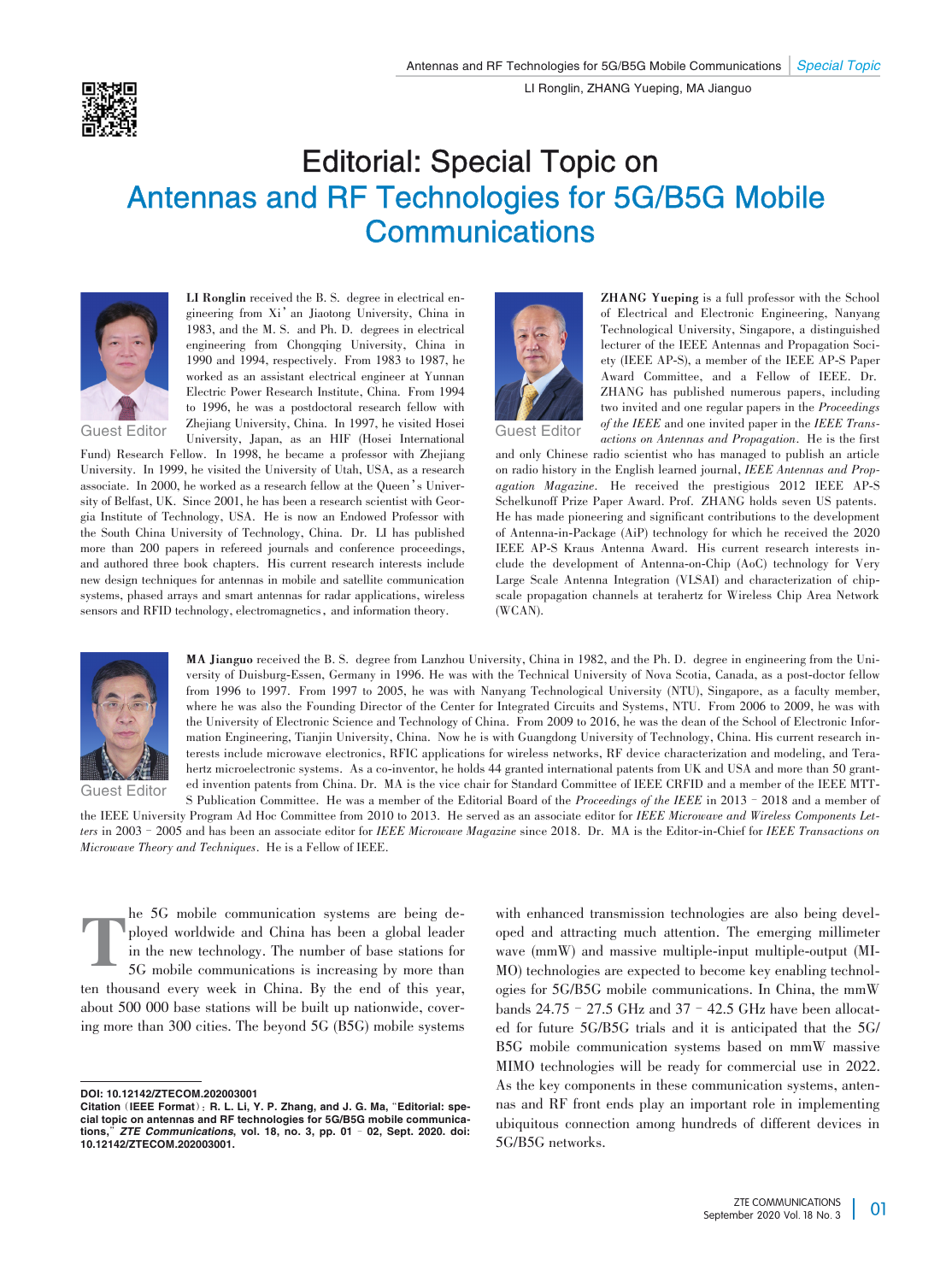# Editorial: Special Topic on Antennas and RF Technologies for 5G/B5G Mobile Communications

LI Ronglin, ZHANG Yueping, MA Jianguo

Guest Editor

**LI Ronglin** received the B. S. degree in electrical engineering from Xi'an Jiaotong University, China in 1983, and the M. S. and Ph. D. degrees in electrical engineering from Chongqing University, China in 1990 and 1994, respectively. From 1983 to 1987, he worked as an assistant electrical engineer at Yunnan Electric Power Research Institute, China. From 1994 to 1996, he was a postdoctoral research fellow with Zhejiang University, China. In 1997, he visited Hosei University, Japan, as an HIF (Hosei International Fund) Research Fellow. In 1998, he became a professor with Zhejiang University. In 1999, he visited the University of Utah, USA, as a research associate. In 2000, he worked as a research fellow at the Queen's University of Belfast, UK. Since 2001, he has been a research scientist with Georgia Institute of Technology, USA. He is now an Endowed Professor with the South China University of Technology, China. Dr. LI has published more than 200 papers in refereed journals and conference proceedings, and authored three book chapters. His current research interests include new design techniques for antennas in mobile and satellite communication systems, phased arrays and smart antennas for radar applications, wireless sensors and RFID technology, electromagnetics, and information theory.

Guest Editor

**ZHANG Yueping** is a full professor with the School of Electrical and Electronic Engineering, Nanyang Technological University, Singapore, a distinguished lecturer of the IEEE Antennas and Propagation Society (IEEE AP-S), a member of the IEEE AP-S Paper Award Committee, and a Fellow of IEEE. Dr. ZHANG has published numerous papers, including two invited and one regular papers in the *Proceedings of the IEEE* and one invited paper in the *IEEE Transactions on Antennas and Propagation*. He is the first and only Chinese radio scientist who has managed to publish an article on radio history in the English learned journal, *IEEE Antennas and Propagation Magazine*. He received the prestigious 2012 IEEE AP-S Schelkunoff Prize Paper Award. Prof. ZHANG holds seven US patents. He has made pioneering and significant contributions to the development of Antenna-in-Package (AiP) technology for which he received the 2020 IEEE AP-S Kraus Antenna Award. His current research interests include the development of Antenna-on-Chip (AoC) technology for Very Large Scale Antenna Integration (VLSAI) and characterization of chip-scale propagation channels at terahertz for Wireless Chip Area Network (WCAN).

Guest Editor

**MA Jianguo** received the B. S. degree from Lanzhou University, China in 1982, and the Ph. D. degree in engineering from the University of Duisburg-Essen, Germany in 1996. He was with the Technical University of Nova Scotia, Canada, as a post-doctor fellow from 1996 to 1997. From 1997 to 2005, he was with Nanyang Technological University (NTU), Singapore, as a faculty member, where he was also the Founding Director of the Center for Integrated Circuits and Systems, NTU. From 2006 to 2009, he was with the University of Electronic Science and Technology of China. From 2009 to 2016, he was the dean of the School of Electronic Information Engineering, Tianjin University, China. Now he is with Guangdong University of Technology, China. His current research interests include microwave electronics, RFIC applications for wireless networks, RF device characterization and modeling, and Terahertz microelectronic systems. As a co-inventor, he holds 44 granted international patents from UK and USA and more than 50 granted invention patents from China. Dr. MA is the vice chair for Standard Committee of IEEE CRFID and a member of the IEEE MTT-S Publication Committee. He was a member of the Editorial Board of the *Proceedings of the IEEE* in 2013 – 2018 and a member of the IEEE University Program Ad Hoc Committee from 2010 to 2013. He served as an associate editor for *IEEE Microwave and Wireless Components Letters* in 2003 – 2005 and has been an associate editor for *IEEE Microwave Magazine* since 2018. Dr. MA is the Editor-in-Chief for *IEEE Transactions on Microwave Theory and Techniques*. He is a Fellow of IEEE.

The 5G mobile communication systems are being deployed worldwide and China has been a global leader in the new technology. The number of base stations for 5G mobile communications is increasing by more than ten thousand every week in China. By the end of this year, about 500 000 base stations will be built up nationwide, covering more than 300 cities. The beyond 5G (B5G) mobile systems with enhanced transmission technologies are also being developed and attracting much attention. The emerging millimeter wave (mmW) and massive multiple-input multiple-output (MIMO) technologies are expected to become key enabling technologies for 5G/B5G mobile communications. In China, the mmW bands 24.75 – 27.5 GHz and 37 – 42.5 GHz have been allocated for future 5G/B5G trials and it is anticipated that the 5G/B5G mobile communication systems based on mmW massive MIMO technologies will be ready for commercial use in 2022. As the key components in these communication systems, antennas and RF front ends play an important role in implementing ubiquitous connection among hundreds of different devices in 5G/B5G networks.

---

**DOI: 10.12142/ZTECOM.202003001**

**Citation (IEEE Format): R. L. Li, Y. P. Zhang, and J. G. Ma, "Editorial: special topic on antennas and RF technologies for 5G/B5G mobile communications," *ZTE Communications*, vol. 18, no. 3, pp. 01 – 02, Sept. 2020. doi: 10.12142/ZTECOM.202003001.**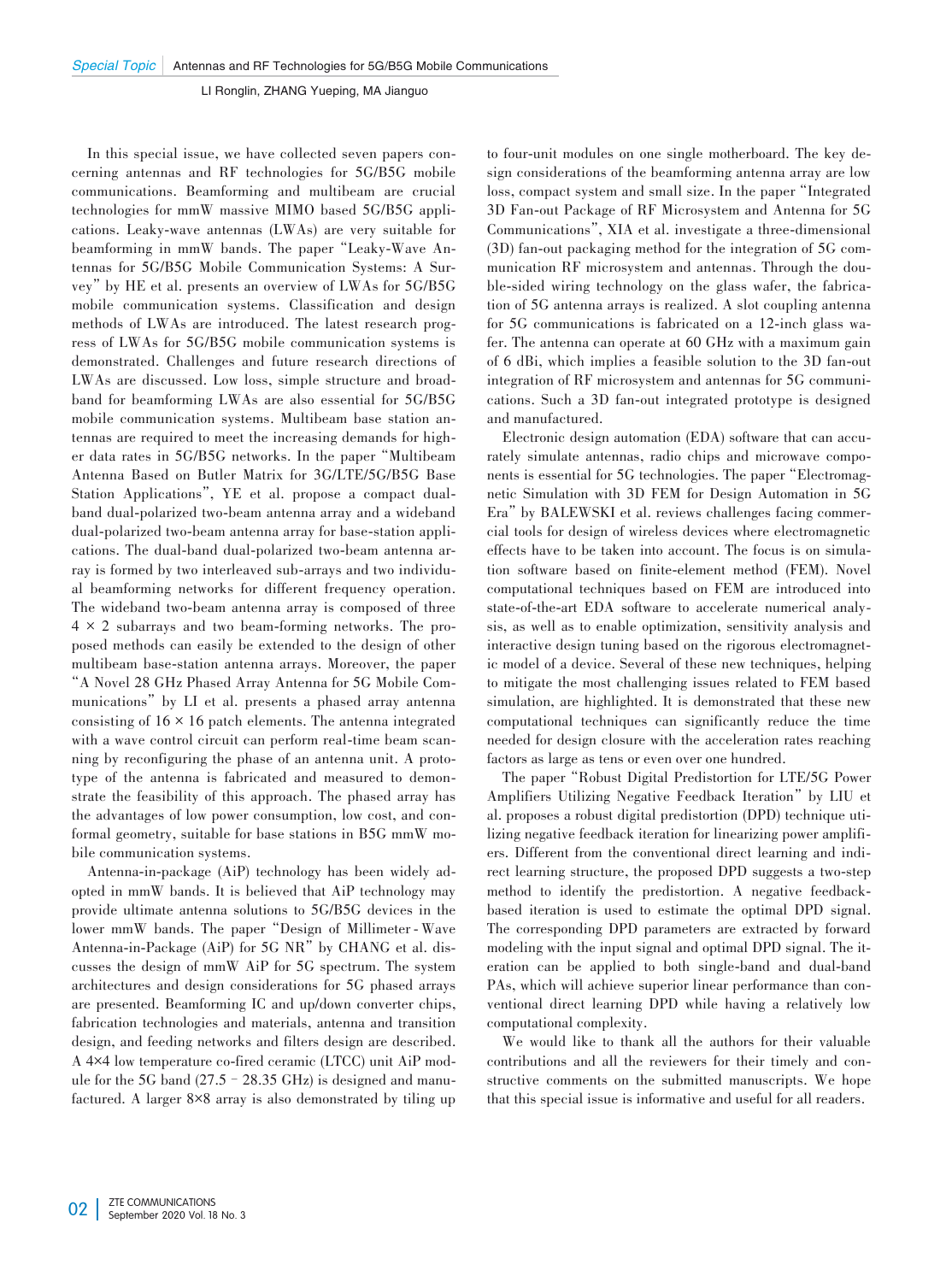In this special issue, we have collected seven papers concerning antennas and RF technologies for 5G/B5G mobile communications. Beamforming and multibeam are crucial technologies for mmW massive MIMO based 5G/B5G applications. Leaky-wave antennas (LWAs) are very suitable for beamforming in mmW bands. The paper "Leaky-Wave Antennas for 5G/B5G Mobile Communication Systems: A Survey" by HE et al. presents an overview of LWAs for 5G/B5G mobile communication systems. Classification and design methods of LWAs are introduced. The latest research progress of LWAs for 5G/B5G mobile communication systems is demonstrated. Challenges and future research directions of LWAs are discussed. Low loss, simple structure and broadband for beamforming LWAs are also essential for 5G/B5G mobile communication systems. Multibeam base station antennas are required to meet the increasing demands for higher data rates in 5G/B5G networks. In the paper "Multibeam Antenna Based on Butler Matrix for 3G/LTE/5G/B5G Base Station Applications", YE et al. propose a compact dual-band dual-polarized two-beam antenna array and a wideband dual-polarized two-beam antenna array for base-station applications. The dual-band dual-polarized two-beam antenna array is formed by two interleaved sub-arrays and two individual beamforming networks for different frequency operation. The wideband two-beam antenna array is composed of three $4 \times 2$ subarrays and two beam-forming networks. The proposed methods can easily be extended to the design of other multibeam base-station antenna arrays. Moreover, the paper "A Novel 28 GHz Phased Array Antenna for 5G Mobile Communications" by LI et al. presents a phased array antenna consisting of $16 \times 16$ patch elements. The antenna integrated with a wave control circuit can perform real-time beam scanning by reconfiguring the phase of an antenna unit. A prototype of the antenna is fabricated and measured to demonstrate the feasibility of this approach. The phased array has the advantages of low power consumption, low cost, and conformal geometry, suitable for base stations in B5G mmW mobile communication systems.

Antenna-in-package (AiP) technology has been widely adopted in mmW bands. It is believed that AiP technology may provide ultimate antenna solutions to 5G/B5G devices in the lower mmW bands. The paper "Design of Millimeter-Wave Antenna-in-Package (AiP) for 5G NR" by CHANG et al. discusses the design of mmW AiP for 5G spectrum. The system architectures and design considerations for 5G phased arrays are presented. Beamforming IC and up/down converter chips, fabrication technologies and materials, antenna and transition design, and feeding networks and filters design are described. A 4×4 low temperature co-fired ceramic (LTCC) unit AiP module for the 5G band (27.5 – 28.35 GHz) is designed and manufactured. A larger 8×8 array is also demonstrated by tiling up to four-unit modules on one single motherboard. The key design considerations of the beamforming antenna array are low loss, compact system and small size. In the paper "Integrated 3D Fan-out Package of RF Microsystem and Antenna for 5G Communications", XIA et al. investigate a three-dimensional (3D) fan-out packaging method for the integration of 5G communication RF microsystem and antennas. Through the double-sided wiring technology on the glass wafer, the fabrication of 5G antenna arrays is realized. A slot coupling antenna for 5G communications is fabricated on a 12-inch glass wafer. The antenna can operate at 60 GHz with a maximum gain of 6 dBi, which implies a feasible solution to the 3D fan-out integration of RF microsystem and antennas for 5G communications. Such a 3D fan-out integrated prototype is designed and manufactured.

Electronic design automation (EDA) software that can accurately simulate antennas, radio chips and microwave components is essential for 5G technologies. The paper "Electromagnetic Simulation with 3D FEM for Design Automation in 5G Era" by BALEWSKI et al. reviews challenges facing commercial tools for design of wireless devices where electromagnetic effects have to be taken into account. The focus is on simulation software based on finite-element method (FEM). Novel computational techniques based on FEM are introduced into state-of-the-art EDA software to accelerate numerical analysis, as well as to enable optimization, sensitivity analysis and interactive design tuning based on the rigorous electromagnetic model of a device. Several of these new techniques, helping to mitigate the most challenging issues related to FEM based simulation, are highlighted. It is demonstrated that these new computational techniques can significantly reduce the time needed for design closure with the acceleration rates reaching factors as large as tens or even over one hundred.

The paper "Robust Digital Predistortion for LTE/5G Power Amplifiers Utilizing Negative Feedback Iteration" by LIU et al. proposes a robust digital predistortion (DPD) technique utilizing negative feedback iteration for linearizing power amplifiers. Different from the conventional direct learning and indirect learning structure, the proposed DPD suggests a two-step method to identify the predistortion. A negative feedback-based iteration is used to estimate the optimal DPD signal. The corresponding DPD parameters are extracted by forward modeling with the input signal and optimal DPD signal. The iteration can be applied to both single-band and dual-band PAs, which will achieve superior linear performance than conventional direct learning DPD while having a relatively low computational complexity.

We would like to thank all the authors for their valuable contributions and all the reviewers for their timely and constructive comments on the submitted manuscripts. We hope that this special issue is informative and useful for all readers.